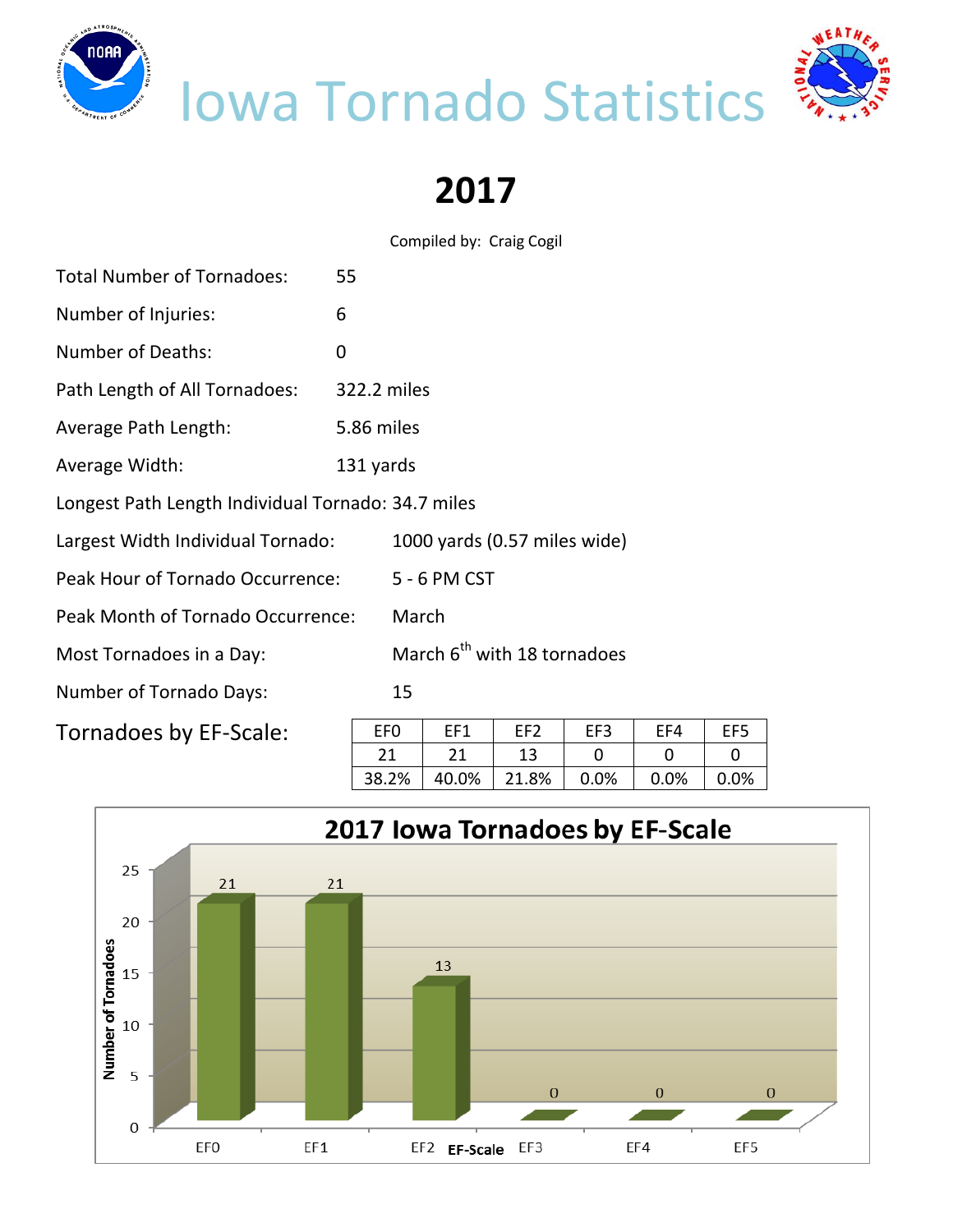# Iowa Tornado Statistics

## 2017

Compiled by: Craig Cogil

Total Number of Tornadoes: 55

Number of Injuries: 6

Number of Deaths: 0

Path Length of All Tornadoes: 322.2 miles

Average Path Length: 5.86 miles

Average Width: 131 yards

Longest Path Length Individual Tornado: 34.7 miles

Largest Width Individual Tornado: 1000 yards (0.57 miles wide)

Peak Hour of Tornado Occurrence: 5 - 6 PM CST

Peak Month of Tornado Occurrence: March

Most Tornadoes in a Day: March 6th with 18 tornadoes

Number of Tornado Days: 15

Tornadoes by EF-Scale:

| EF0 | EF1 | EF2 | EF3 | EF4 | EF5 |
|---|---|---|---|---|---|
| 21 | 21 | 13 | 0 | 0 | 0 |
| 38.2% | 40.0% | 21.8% | 0.0% | 0.0% | 0.0% |

**2017 Iowa Tornadoes by EF-Scale**

| EF-Scale | Number of Tornadoes |
|---|---|
| EF0 | 21 |
| EF1 | 21 |
| EF2 | 13 |
| EF3 | 0 |
| EF4 | 0 |
| EF5 | 0 |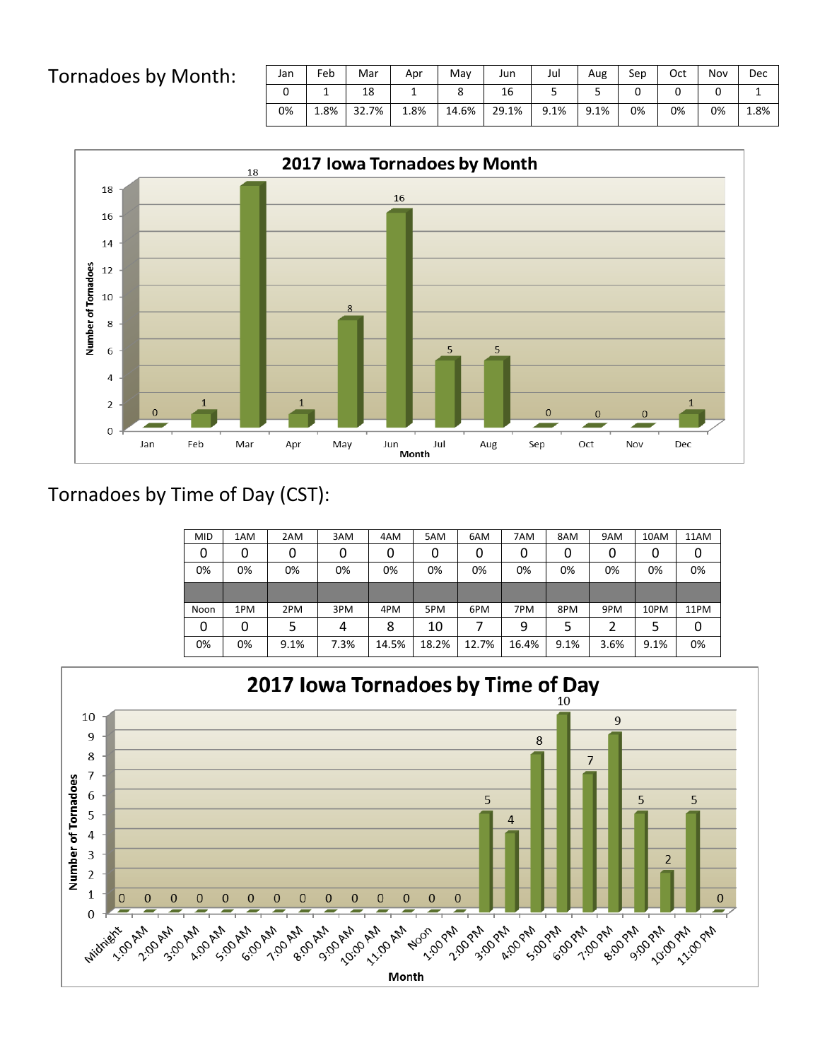Tornadoes by Month:

| Jan | Feb | Mar | Apr | May | Jun | Jul | Aug | Sep | Oct | Nov | Dec |
|---|---|---|---|---|---|---|---|---|---|---|---|
| 0 | 1 | 18 | 1 | 8 | 16 | 5 | 5 | 0 | 0 | 0 | 1 |
| 0% | 1.8% | 32.7% | 1.8% | 14.6% | 29.1% | 9.1% | 9.1% | 0% | 0% | 0% | 1.8% |

**2017 Iowa Tornadoes by Month**

| Month | Number of Tornadoes |
|---|---|
| Jan | 0 |
| Feb | 1 |
| Mar | 18 |
| Apr | 1 |
| May | 8 |
| Jun | 16 |
| Jul | 5 |
| Aug | 5 |
| Sep | 0 |
| Oct | 0 |
| Nov | 0 |
| Dec | 1 |

Tornadoes by Time of Day (CST):

| MID | 1AM | 2AM | 3AM | 4AM | 5AM | 6AM | 7AM | 8AM | 9AM | 10AM | 11AM |
|---|---|---|---|---|---|---|---|---|---|---|---|
| 0 | 0 | 0 | 0 | 0 | 0 | 0 | 0 | 0 | 0 | 0 | 0 |
| 0% | 0% | 0% | 0% | 0% | 0% | 0% | 0% | 0% | 0% | 0% | 0% |
| | | | | | | | | | | | |
| Noon | 1PM | 2PM | 3PM | 4PM | 5PM | 6PM | 7PM | 8PM | 9PM | 10PM | 11PM |
| 0 | 0 | 5 | 4 | 8 | 10 | 7 | 9 | 5 | 2 | 5 | 0 |
| 0% | 0% | 9.1% | 7.3% | 14.5% | 18.2% | 12.7% | 16.4% | 9.1% | 3.6% | 9.1% | 0% |

**2017 Iowa Tornadoes by Time of Day**

| Time | Number of Tornadoes |
|---|---|
| Midnight | 0 |
| 1:00 AM | 0 |
| 2:00 AM | 0 |
| 3:00 AM | 0 |
| 4:00 AM | 0 |
| 5:00 AM | 0 |
| 6:00 AM | 0 |
| 7:00 AM | 0 |
| 8:00 AM | 0 |
| 9:00 AM | 0 |
| 10:00 AM | 0 |
| 11:00 AM | 0 |
| Noon | 0 |
| 1:00 PM | 0 |
| 2:00 PM | 5 |
| 3:00 PM | 4 |
| 4:00 PM | 8 |
| 5:00 PM | 10 |
| 6:00 PM | 7 |
| 7:00 PM | 9 |
| 8:00 PM | 5 |
| 9:00 PM | 2 |
| 10:00 PM | 5 |
| 11:00 PM | 0 |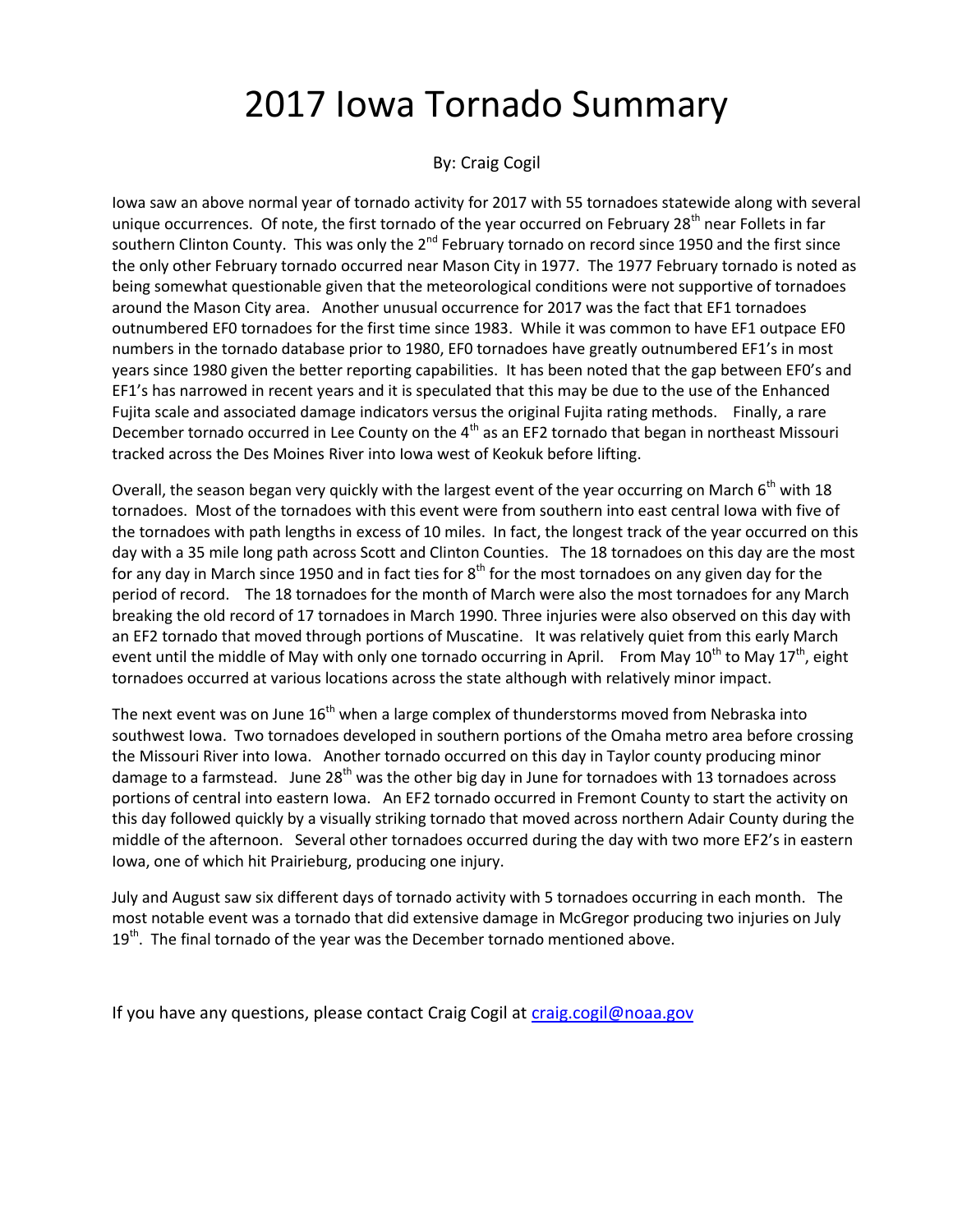# 2017 Iowa Tornado Summary

By: Craig Cogil

Iowa saw an above normal year of tornado activity for 2017 with 55 tornadoes statewide along with several unique occurrences. Of note, the first tornado of the year occurred on February 28th near Follets in far southern Clinton County. This was only the 2nd February tornado on record since 1950 and the first since the only other February tornado occurred near Mason City in 1977. The 1977 February tornado is noted as being somewhat questionable given that the meteorological conditions were not supportive of tornadoes around the Mason City area. Another unusual occurrence for 2017 was the fact that EF1 tornadoes outnumbered EF0 tornadoes for the first time since 1983. While it was common to have EF1 outpace EF0 numbers in the tornado database prior to 1980, EF0 tornadoes have greatly outnumbered EF1's in most years since 1980 given the better reporting capabilities. It has been noted that the gap between EF0's and EF1's has narrowed in recent years and it is speculated that this may be due to the use of the Enhanced Fujita scale and associated damage indicators versus the original Fujita rating methods. Finally, a rare December tornado occurred in Lee County on the 4th as an EF2 tornado that began in northeast Missouri tracked across the Des Moines River into Iowa west of Keokuk before lifting.

Overall, the season began very quickly with the largest event of the year occurring on March 6th with 18 tornadoes. Most of the tornadoes with this event were from southern into east central Iowa with five of the tornadoes with path lengths in excess of 10 miles. In fact, the longest track of the year occurred on this day with a 35 mile long path across Scott and Clinton Counties. The 18 tornadoes on this day are the most for any day in March since 1950 and in fact ties for 8th for the most tornadoes on any given day for the period of record. The 18 tornadoes for the month of March were also the most tornadoes for any March breaking the old record of 17 tornadoes in March 1990. Three injuries were also observed on this day with an EF2 tornado that moved through portions of Muscatine. It was relatively quiet from this early March event until the middle of May with only one tornado occurring in April. From May 10th to May 17th, eight tornadoes occurred at various locations across the state although with relatively minor impact.

The next event was on June 16th when a large complex of thunderstorms moved from Nebraska into southwest Iowa. Two tornadoes developed in southern portions of the Omaha metro area before crossing the Missouri River into Iowa. Another tornado occurred on this day in Taylor county producing minor damage to a farmstead. June 28th was the other big day in June for tornadoes with 13 tornadoes across portions of central into eastern Iowa. An EF2 tornado occurred in Fremont County to start the activity on this day followed quickly by a visually striking tornado that moved across northern Adair County during the middle of the afternoon. Several other tornadoes occurred during the day with two more EF2's in eastern Iowa, one of which hit Prairieburg, producing one injury.

July and August saw six different days of tornado activity with 5 tornadoes occurring in each month. The most notable event was a tornado that did extensive damage in McGregor producing two injuries on July 19th. The final tornado of the year was the December tornado mentioned above.

If you have any questions, please contact Craig Cogil at [craig.cogil@noaa.gov](mailto:craig.cogil@noaa.gov)